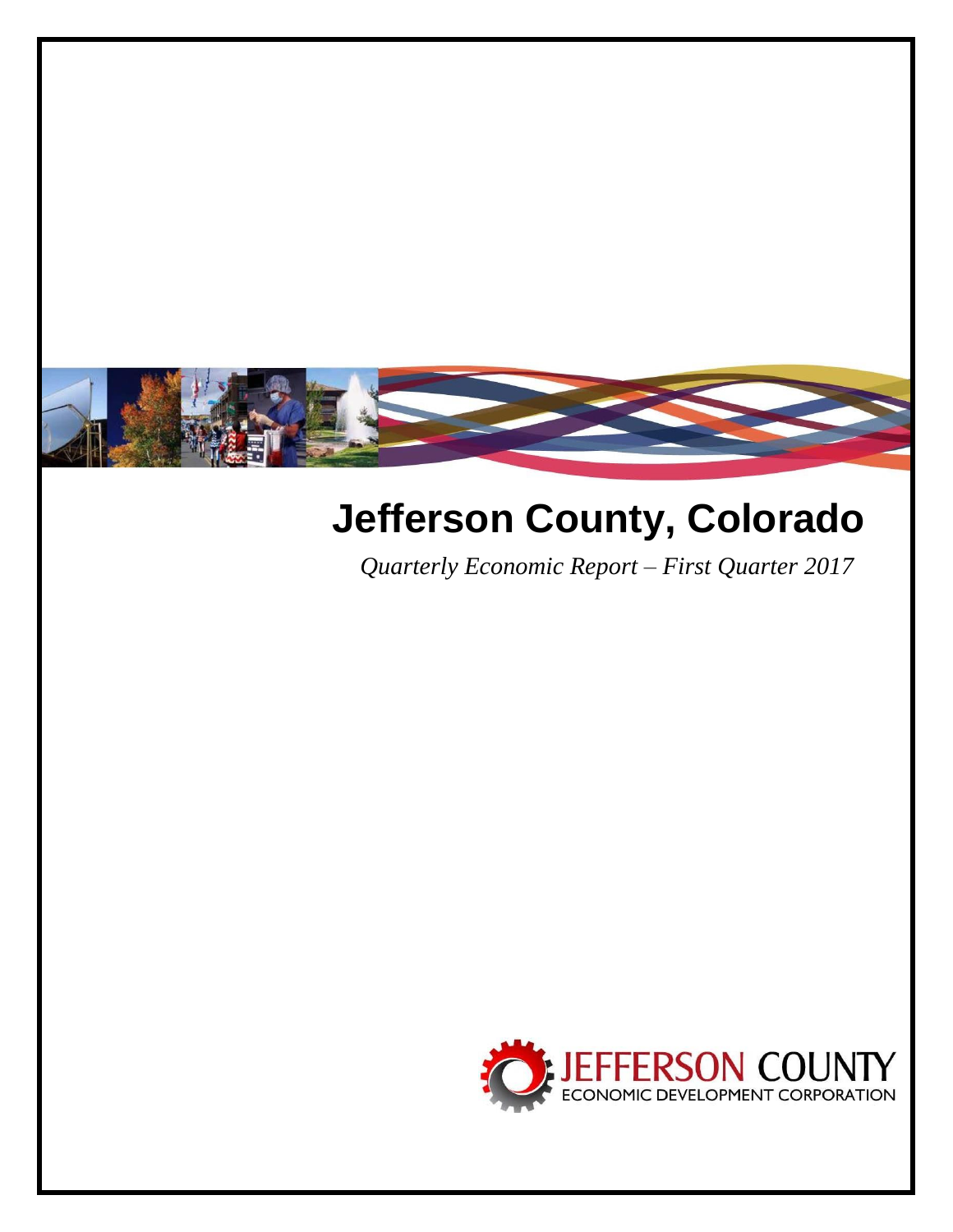# Jefferson County, Colorado

*Quarterly Economic Report – First Quarter 2017*

JEFFERSON COUNTY ECONOMIC DEVELOPMENT CORPORATION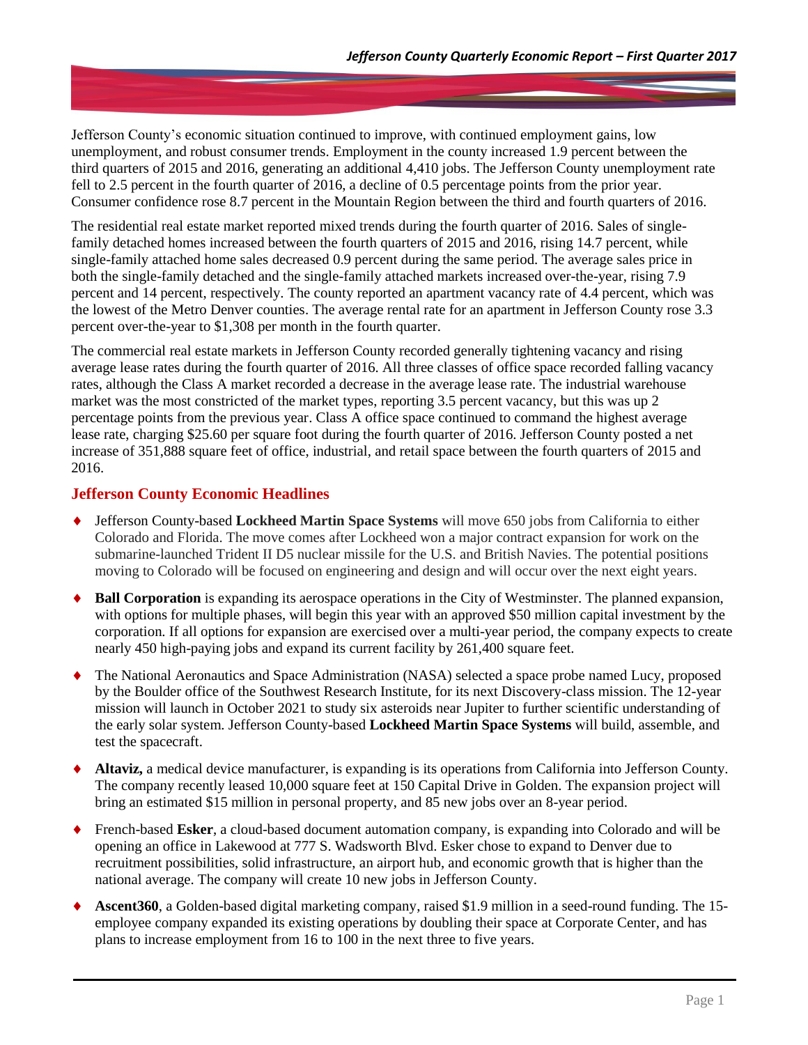Jefferson County's economic situation continued to improve, with continued employment gains, low unemployment, and robust consumer trends. Employment in the county increased 1.9 percent between the third quarters of 2015 and 2016, generating an additional 4,410 jobs. The Jefferson County unemployment rate fell to 2.5 percent in the fourth quarter of 2016, a decline of 0.5 percentage points from the prior year. Consumer confidence rose 8.7 percent in the Mountain Region between the third and fourth quarters of 2016.

The residential real estate market reported mixed trends during the fourth quarter of 2016. Sales of single-family detached homes increased between the fourth quarters of 2015 and 2016, rising 14.7 percent, while single-family attached home sales decreased 0.9 percent during the same period. The average sales price in both the single-family detached and the single-family attached markets increased over-the-year, rising 7.9 percent and 14 percent, respectively. The county reported an apartment vacancy rate of 4.4 percent, which was the lowest of the Metro Denver counties. The average rental rate for an apartment in Jefferson County rose 3.3 percent over-the-year to $1,308 per month in the fourth quarter.

The commercial real estate markets in Jefferson County recorded generally tightening vacancy and rising average lease rates during the fourth quarter of 2016. All three classes of office space recorded falling vacancy rates, although the Class A market recorded a decrease in the average lease rate. The industrial warehouse market was the most constricted of the market types, reporting 3.5 percent vacancy, but this was up 2 percentage points from the previous year. Class A office space continued to command the highest average lease rate, charging $25.60 per square foot during the fourth quarter of 2016. Jefferson County posted a net increase of 351,888 square feet of office, industrial, and retail space between the fourth quarters of 2015 and 2016.

## Jefferson County Economic Headlines

- Jefferson County-based **Lockheed Martin Space Systems** will move 650 jobs from California to either Colorado and Florida. The move comes after Lockheed won a major contract expansion for work on the submarine-launched Trident II D5 nuclear missile for the U.S. and British Navies. The potential positions moving to Colorado will be focused on engineering and design and will occur over the next eight years.

- **Ball Corporation** is expanding its aerospace operations in the City of Westminster. The planned expansion, with options for multiple phases, will begin this year with an approved $50 million capital investment by the corporation. If all options for expansion are exercised over a multi-year period, the company expects to create nearly 450 high-paying jobs and expand its current facility by 261,400 square feet.

- The National Aeronautics and Space Administration (NASA) selected a space probe named Lucy, proposed by the Boulder office of the Southwest Research Institute, for its next Discovery-class mission. The 12-year mission will launch in October 2021 to study six asteroids near Jupiter to further scientific understanding of the early solar system. Jefferson County-based **Lockheed Martin Space Systems** will build, assemble, and test the spacecraft.

- **Altaviz,** a medical device manufacturer, is expanding is its operations from California into Jefferson County. The company recently leased 10,000 square feet at 150 Capital Drive in Golden. The expansion project will bring an estimated $15 million in personal property, and 85 new jobs over an 8-year period.

- French-based **Esker**, a cloud-based document automation company, is expanding into Colorado and will be opening an office in Lakewood at 777 S. Wadsworth Blvd. Esker chose to expand to Denver due to recruitment possibilities, solid infrastructure, an airport hub, and economic growth that is higher than the national average. The company will create 10 new jobs in Jefferson County.

- **Ascent360**, a Golden-based digital marketing company, raised $1.9 million in a seed-round funding. The 15-employee company expanded its existing operations by doubling their space at Corporate Center, and has plans to increase employment from 16 to 100 in the next three to five years.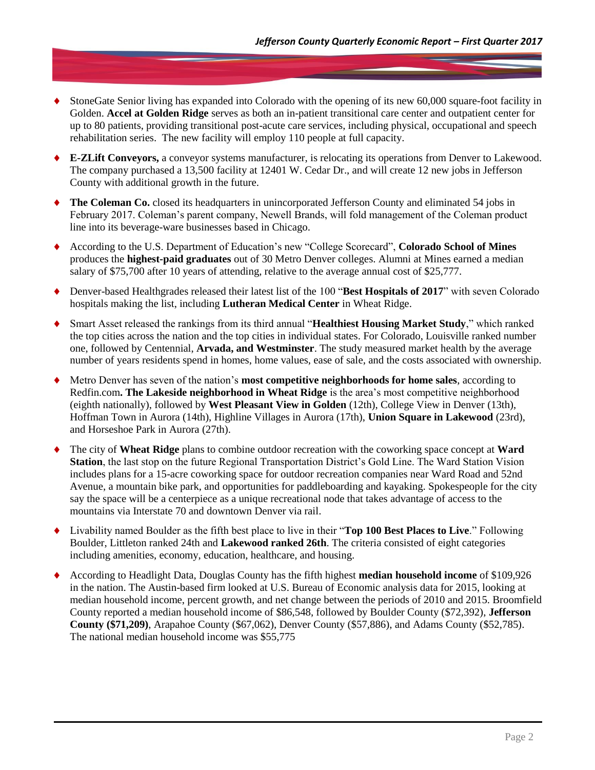- StoneGate Senior living has expanded into Colorado with the opening of its new 60,000 square-foot facility in Golden. **Accel at Golden Ridge** serves as both an in-patient transitional care center and outpatient center for up to 80 patients, providing transitional post-acute care services, including physical, occupational and speech rehabilitation series. The new facility will employ 110 people at full capacity.

- **E-ZLift Conveyors,** a conveyor systems manufacturer, is relocating its operations from Denver to Lakewood. The company purchased a 13,500 facility at 12401 W. Cedar Dr., and will create 12 new jobs in Jefferson County with additional growth in the future.

- **The Coleman Co.** closed its headquarters in unincorporated Jefferson County and eliminated 54 jobs in February 2017. Coleman's parent company, Newell Brands, will fold management of the Coleman product line into its beverage-ware businesses based in Chicago.

- According to the U.S. Department of Education's new "College Scorecard", **Colorado School of Mines** produces the **highest-paid graduates** out of 30 Metro Denver colleges. Alumni at Mines earned a median salary of $75,700 after 10 years of attending, relative to the average annual cost of $25,777.

- Denver-based Healthgrades released their latest list of the 100 "**Best Hospitals of 2017**" with seven Colorado hospitals making the list, including **Lutheran Medical Center** in Wheat Ridge.

- Smart Asset released the rankings from its third annual "**Healthiest Housing Market Study**," which ranked the top cities across the nation and the top cities in individual states. For Colorado, Louisville ranked number one, followed by Centennial, **Arvada, and Westminster**. The study measured market health by the average number of years residents spend in homes, home values, ease of sale, and the costs associated with ownership.

- Metro Denver has seven of the nation's **most competitive neighborhoods for home sales**, according to Redfin.com**. The Lakeside neighborhood in Wheat Ridge** is the area's most competitive neighborhood (eighth nationally), followed by **West Pleasant View in Golden** (12th), College View in Denver (13th), Hoffman Town in Aurora (14th), Highline Villages in Aurora (17th), **Union Square in Lakewood** (23rd), and Horseshoe Park in Aurora (27th).

- The city of **Wheat Ridge** plans to combine outdoor recreation with the coworking space concept at **Ward Station**, the last stop on the future Regional Transportation District's Gold Line. The Ward Station Vision includes plans for a 15-acre coworking space for outdoor recreation companies near Ward Road and 52nd Avenue, a mountain bike park, and opportunities for paddleboarding and kayaking. Spokespeople for the city say the space will be a centerpiece as a unique recreational node that takes advantage of access to the mountains via Interstate 70 and downtown Denver via rail.

- Livability named Boulder as the fifth best place to live in their "**Top 100 Best Places to Live**." Following Boulder, Littleton ranked 24th and **Lakewood ranked 26th**. The criteria consisted of eight categories including amenities, economy, education, healthcare, and housing.

- According to Headlight Data, Douglas County has the fifth highest **median household income** of $109,926 in the nation. The Austin-based firm looked at U.S. Bureau of Economic analysis data for 2015, looking at median household income, percent growth, and net change between the periods of 2010 and 2015. Broomfield County reported a median household income of $86,548, followed by Boulder County ($72,392), **Jefferson County ($71,209)**, Arapahoe County ($67,062), Denver County ($57,886), and Adams County ($52,785). The national median household income was $55,775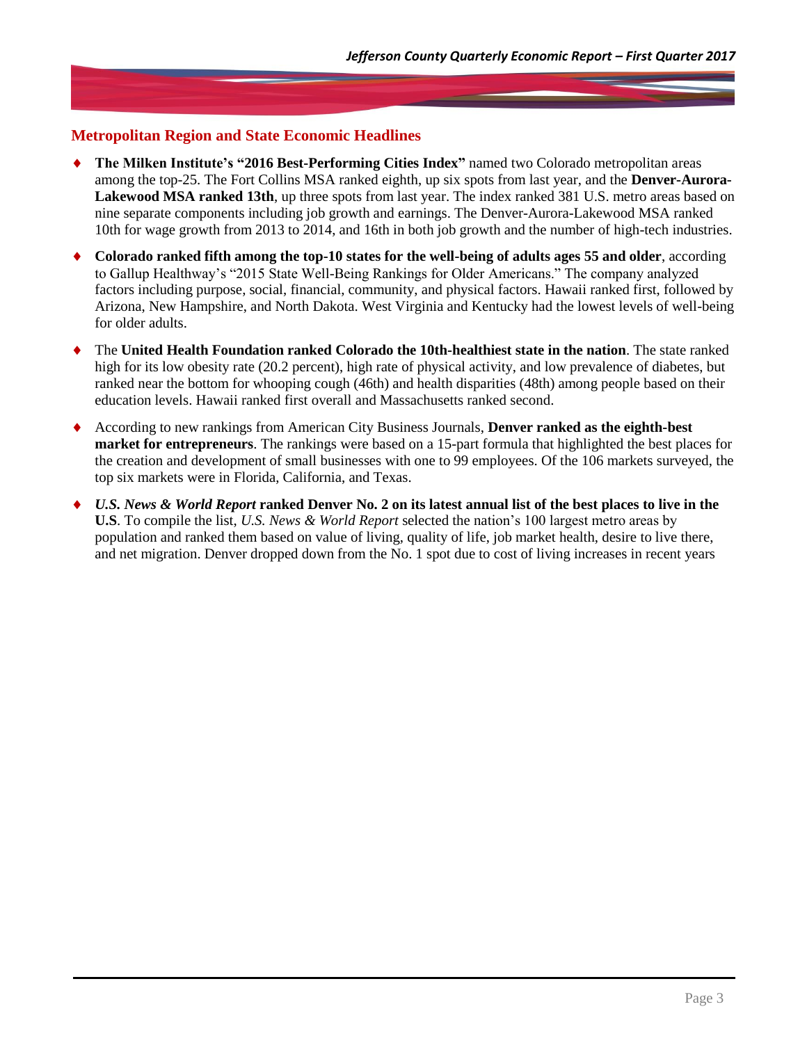## Metropolitan Region and State Economic Headlines

- **The Milken Institute's "2016 Best-Performing Cities Index"** named two Colorado metropolitan areas among the top-25. The Fort Collins MSA ranked eighth, up six spots from last year, and the **Denver-Aurora-Lakewood MSA ranked 13th**, up three spots from last year. The index ranked 381 U.S. metro areas based on nine separate components including job growth and earnings. The Denver-Aurora-Lakewood MSA ranked 10th for wage growth from 2013 to 2014, and 16th in both job growth and the number of high-tech industries.
- **Colorado ranked fifth among the top-10 states for the well-being of adults ages 55 and older**, according to Gallup Healthway's "2015 State Well-Being Rankings for Older Americans." The company analyzed factors including purpose, social, financial, community, and physical factors. Hawaii ranked first, followed by Arizona, New Hampshire, and North Dakota. West Virginia and Kentucky had the lowest levels of well-being for older adults.
- The **United Health Foundation ranked Colorado the 10th-healthiest state in the nation**. The state ranked high for its low obesity rate (20.2 percent), high rate of physical activity, and low prevalence of diabetes, but ranked near the bottom for whooping cough (46th) and health disparities (48th) among people based on their education levels. Hawaii ranked first overall and Massachusetts ranked second.
- According to new rankings from American City Business Journals, **Denver ranked as the eighth-best market for entrepreneurs**. The rankings were based on a 15-part formula that highlighted the best places for the creation and development of small businesses with one to 99 employees. Of the 106 markets surveyed, the top six markets were in Florida, California, and Texas.
- ***U.S. News & World Report* ranked Denver No. 2 on its latest annual list of the best places to live in the U.S**. To compile the list, *U.S. News & World Report* selected the nation's 100 largest metro areas by population and ranked them based on value of living, quality of life, job market health, desire to live there, and net migration. Denver dropped down from the No. 1 spot due to cost of living increases in recent years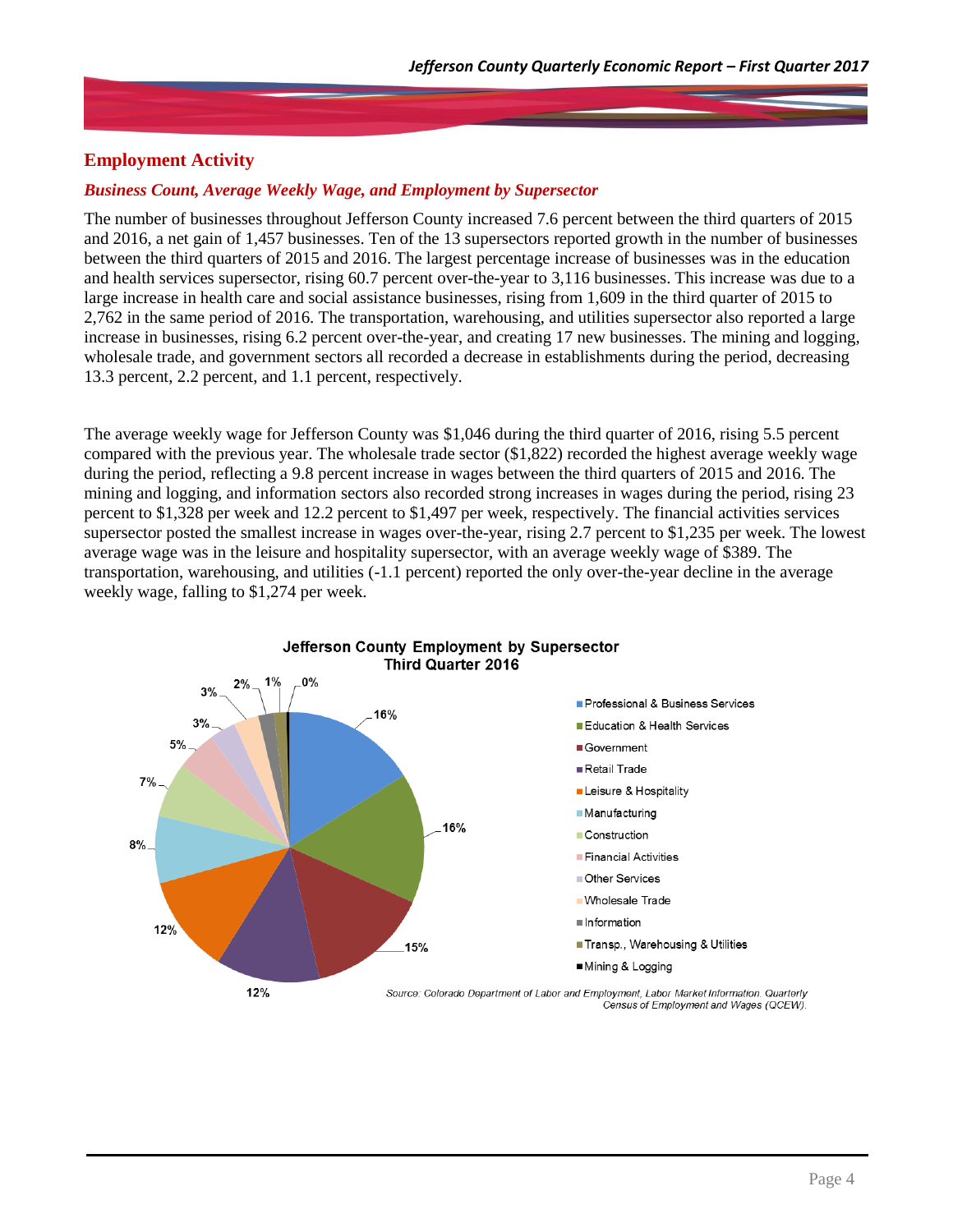## Employment Activity

### *Business Count, Average Weekly Wage, and Employment by Supersector*

The number of businesses throughout Jefferson County increased 7.6 percent between the third quarters of 2015 and 2016, a net gain of 1,457 businesses. Ten of the 13 supersectors reported growth in the number of businesses between the third quarters of 2015 and 2016. The largest percentage increase of businesses was in the education and health services supersector, rising 60.7 percent over-the-year to 3,116 businesses. This increase was due to a large increase in health care and social assistance businesses, rising from 1,609 in the third quarter of 2015 to 2,762 in the same period of 2016. The transportation, warehousing, and utilities supersector also reported a large increase in businesses, rising 6.2 percent over-the-year, and creating 17 new businesses. The mining and logging, wholesale trade, and government sectors all recorded a decrease in establishments during the period, decreasing 13.3 percent, 2.2 percent, and 1.1 percent, respectively.

The average weekly wage for Jefferson County was $1,046 during the third quarter of 2016, rising 5.5 percent compared with the previous year. The wholesale trade sector ($1,822) recorded the highest average weekly wage during the period, reflecting a 9.8 percent increase in wages between the third quarters of 2015 and 2016. The mining and logging, and information sectors also recorded strong increases in wages during the period, rising 23 percent to $1,328 per week and 12.2 percent to $1,497 per week, respectively. The financial activities services supersector posted the smallest increase in wages over-the-year, rising 2.7 percent to $1,235 per week. The lowest average wage was in the leisure and hospitality supersector, with an average weekly wage of $389. The transportation, warehousing, and utilities (-1.1 percent) reported the only over-the-year decline in the average weekly wage, falling to $1,274 per week.

**Jefferson County Employment by Supersector**
**Third Quarter 2016**

| Supersector | Share |
| --- | --- |
| Professional & Business Services | 16% |
| Education & Health Services | 16% |
| Government | 15% |
| Retail Trade | 12% |
| Leisure & Hospitality | 12% |
| Manufacturing | 8% |
| Construction | 7% |
| Financial Activities | 5% |
| Other Services | 3% |
| Wholesale Trade | 3% |
| Information | 2% |
| Transp., Warehousing & Utilities | 1% |
| Mining & Logging | 0% |

*Source: Colorado Department of Labor and Employment, Labor Market Information. Quarterly Census of Employment and Wages (QCEW).*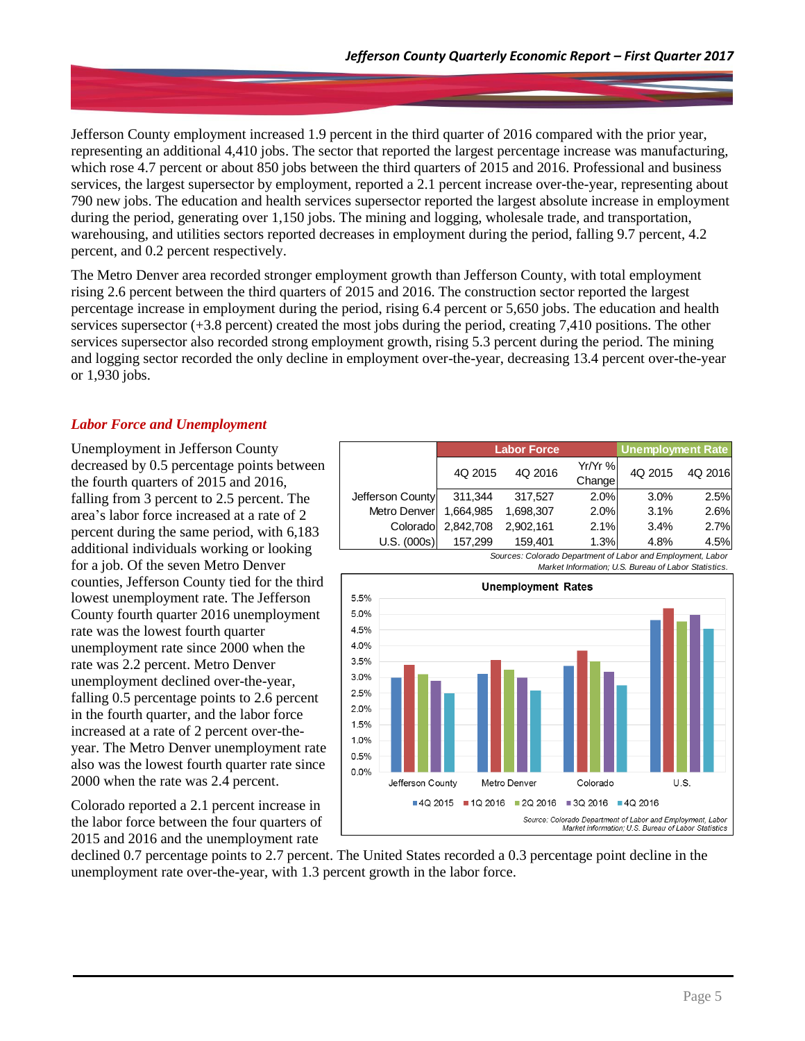Jefferson County employment increased 1.9 percent in the third quarter of 2016 compared with the prior year, representing an additional 4,410 jobs. The sector that reported the largest percentage increase was manufacturing, which rose 4.7 percent or about 850 jobs between the third quarters of 2015 and 2016. Professional and business services, the largest supersector by employment, reported a 2.1 percent increase over-the-year, representing about 790 new jobs. The education and health services supersector reported the largest absolute increase in employment during the period, generating over 1,150 jobs. The mining and logging, wholesale trade, and transportation, warehousing, and utilities sectors reported decreases in employment during the period, falling 9.7 percent, 4.2 percent, and 0.2 percent respectively.

The Metro Denver area recorded stronger employment growth than Jefferson County, with total employment rising 2.6 percent between the third quarters of 2015 and 2016. The construction sector reported the largest percentage increase in employment during the period, rising 6.4 percent or 5,650 jobs. The education and health services supersector (+3.8 percent) created the most jobs during the period, creating 7,410 positions. The other services supersector also recorded strong employment growth, rising 5.3 percent during the period. The mining and logging sector recorded the only decline in employment over-the-year, decreasing 13.4 percent over-the-year or 1,930 jobs.

## *Labor Force and Unemployment*

Unemployment in Jefferson County decreased by 0.5 percentage points between the fourth quarters of 2015 and 2016, falling from 3 percent to 2.5 percent. The area's labor force increased at a rate of 2 percent during the same period, with 6,183 additional individuals working or looking for a job. Of the seven Metro Denver counties, Jefferson County tied for the third lowest unemployment rate. The Jefferson County fourth quarter 2016 unemployment rate was the lowest fourth quarter unemployment rate since 2000 when the rate was 2.2 percent. Metro Denver unemployment declined over-the-year, falling 0.5 percentage points to 2.6 percent in the fourth quarter, and the labor force increased at a rate of 2 percent over-the-year. The Metro Denver unemployment rate also was the lowest fourth quarter rate since 2000 when the rate was 2.4 percent.

| | Labor Force | | | Unemployment Rate | |
|---|---|---|---|---|---|
| | 4Q 2015 | 4Q 2016 | Yr/Yr % Change | 4Q 2015 | 4Q 2016 |
| Jefferson County | 311,344 | 317,527 | 2.0% | 3.0% | 2.5% |
| Metro Denver | 1,664,985 | 1,698,307 | 2.0% | 3.1% | 2.6% |
| Colorado | 2,842,708 | 2,902,161 | 2.1% | 3.4% | 2.7% |
| U.S. (000s) | 157,299 | 159,401 | 1.3% | 4.8% | 4.5% |

*Sources: Colorado Department of Labor and Employment, Labor Market Information; U.S. Bureau of Labor Statistics.*

**Unemployment Rates**

*Source: Colorado Department of Labor and Employment, Labor Market information; U.S. Bureau of Labor Statistics*

Colorado reported a 2.1 percent increase in the labor force between the four quarters of 2015 and 2016 and the unemployment rate declined 0.7 percentage points to 2.7 percent. The United States recorded a 0.3 percentage point decline in the unemployment rate over-the-year, with 1.3 percent growth in the labor force.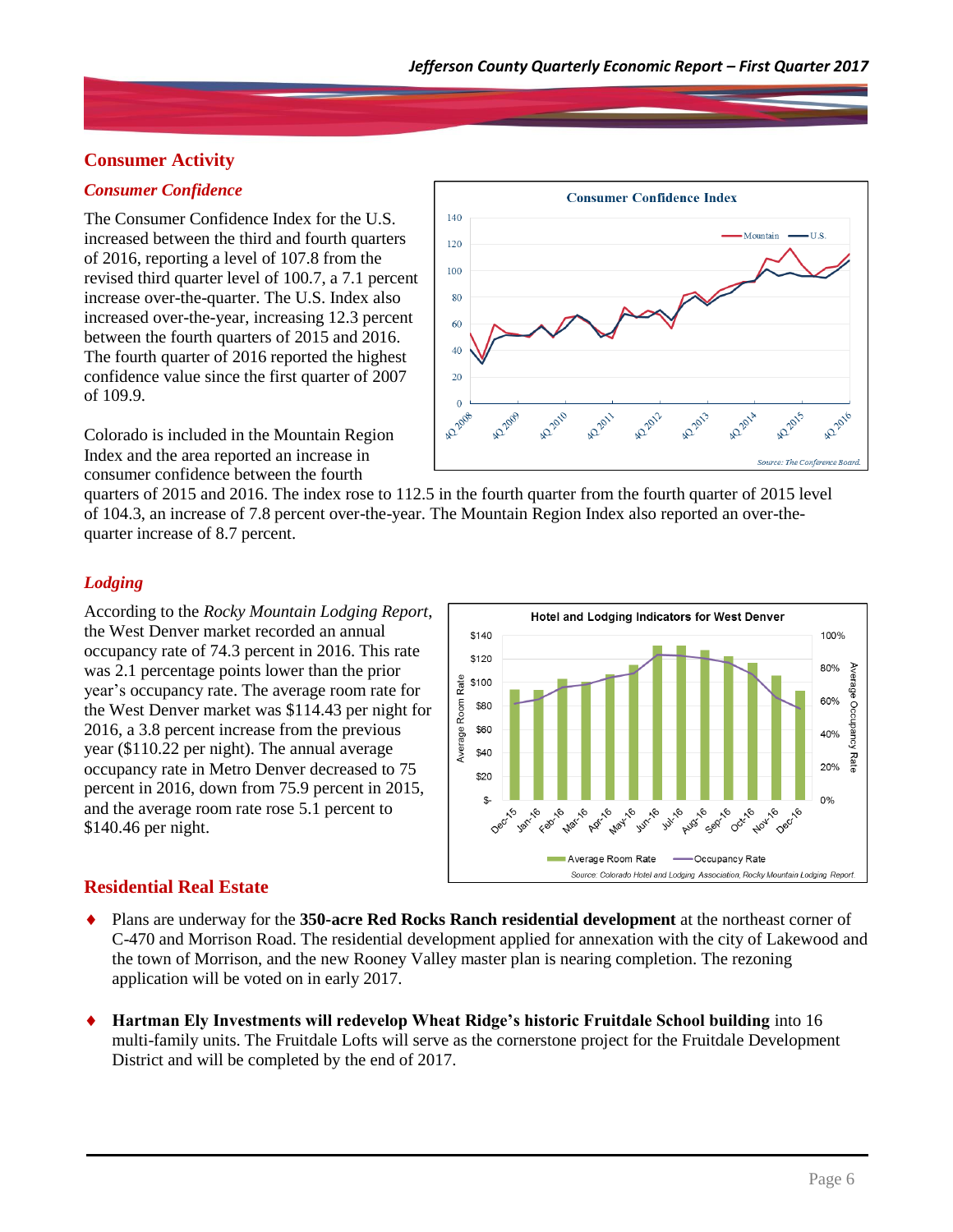## Consumer Activity

### *Consumer Confidence*

The Consumer Confidence Index for the U.S. increased between the third and fourth quarters of 2016, reporting a level of 107.8 from the revised third quarter level of 100.7, a 7.1 percent increase over-the-quarter. The U.S. Index also increased over-the-year, increasing 12.3 percent between the fourth quarters of 2015 and 2016. The fourth quarter of 2016 reported the highest confidence value since the first quarter of 2007 of 109.9.

Colorado is included in the Mountain Region Index and the area reported an increase in consumer confidence between the fourth quarters of 2015 and 2016. The index rose to 112.5 in the fourth quarter from the fourth quarter of 2015 level of 104.3, an increase of 7.8 percent over-the-year. The Mountain Region Index also reported an over-the-quarter increase of 8.7 percent.

### *Lodging*

According to the *Rocky Mountain Lodging Report*, the West Denver market recorded an annual occupancy rate of 74.3 percent in 2016. This rate was 2.1 percentage points lower than the prior year's occupancy rate. The average room rate for the West Denver market was $114.43 per night for 2016, a 3.8 percent increase from the previous year ($110.22 per night). The annual average occupancy rate in Metro Denver decreased to 75 percent in 2016, down from 75.9 percent in 2015, and the average room rate rose 5.1 percent to $140.46 per night.

## Residential Real Estate

- Plans are underway for the **350-acre Red Rocks Ranch residential development** at the northeast corner of C-470 and Morrison Road. The residential development applied for annexation with the city of Lakewood and the town of Morrison, and the new Rooney Valley master plan is nearing completion. The rezoning application will be voted on in early 2017.

- **Hartman Ely Investments will redevelop Wheat Ridge's historic Fruitdale School building** into 16 multi-family units. The Fruitdale Lofts will serve as the cornerstone project for the Fruitdale Development District and will be completed by the end of 2017.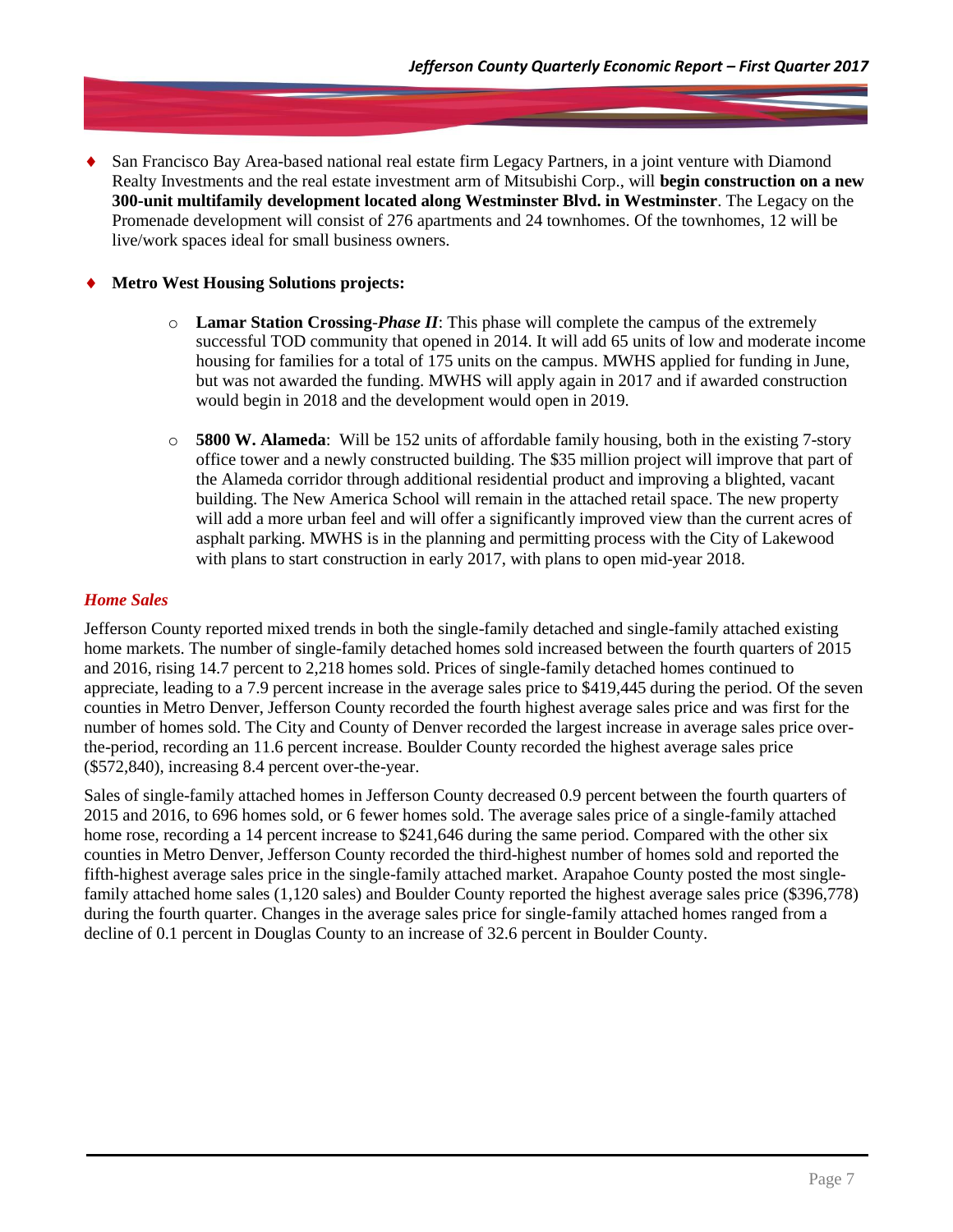- San Francisco Bay Area-based national real estate firm Legacy Partners, in a joint venture with Diamond Realty Investments and the real estate investment arm of Mitsubishi Corp., will **begin construction on a new 300-unit multifamily development located along Westminster Blvd. in Westminster**. The Legacy on the Promenade development will consist of 276 apartments and 24 townhomes. Of the townhomes, 12 will be live/work spaces ideal for small business owners.

- **Metro West Housing Solutions projects:**

    - **Lamar Station Crossing-*Phase II***: This phase will complete the campus of the extremely successful TOD community that opened in 2014. It will add 65 units of low and moderate income housing for families for a total of 175 units on the campus. MWHS applied for funding in June, but was not awarded the funding. MWHS will apply again in 2017 and if awarded construction would begin in 2018 and the development would open in 2019.

    - **5800 W. Alameda**: Will be 152 units of affordable family housing, both in the existing 7-story office tower and a newly constructed building. The $35 million project will improve that part of the Alameda corridor through additional residential product and improving a blighted, vacant building. The New America School will remain in the attached retail space. The new property will add a more urban feel and will offer a significantly improved view than the current acres of asphalt parking. MWHS is in the planning and permitting process with the City of Lakewood with plans to start construction in early 2017, with plans to open mid-year 2018.

### *Home Sales*

Jefferson County reported mixed trends in both the single-family detached and single-family attached existing home markets. The number of single-family detached homes sold increased between the fourth quarters of 2015 and 2016, rising 14.7 percent to 2,218 homes sold. Prices of single-family detached homes continued to appreciate, leading to a 7.9 percent increase in the average sales price to $419,445 during the period. Of the seven counties in Metro Denver, Jefferson County recorded the fourth highest average sales price and was first for the number of homes sold. The City and County of Denver recorded the largest increase in average sales price over-the-period, recording an 11.6 percent increase. Boulder County recorded the highest average sales price ($572,840), increasing 8.4 percent over-the-year.

Sales of single-family attached homes in Jefferson County decreased 0.9 percent between the fourth quarters of 2015 and 2016, to 696 homes sold, or 6 fewer homes sold. The average sales price of a single-family attached home rose, recording a 14 percent increase to $241,646 during the same period. Compared with the other six counties in Metro Denver, Jefferson County recorded the third-highest number of homes sold and reported the fifth-highest average sales price in the single-family attached market. Arapahoe County posted the most single-family attached home sales (1,120 sales) and Boulder County reported the highest average sales price ($396,778) during the fourth quarter. Changes in the average sales price for single-family attached homes ranged from a decline of 0.1 percent in Douglas County to an increase of 32.6 percent in Boulder County.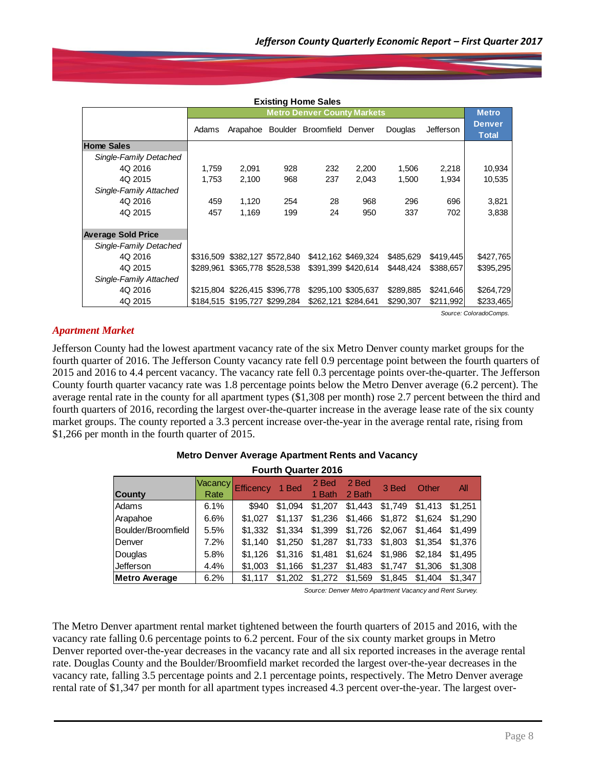**Existing Home Sales**

| | Metro Denver County Markets | | | | | | | Metro Denver Total |
|---|---|---|---|---|---|---|---|---|
| | Adams | Arapahoe | Boulder | Broomfield | Denver | Douglas | Jefferson | |
| **Home Sales** | | | | | | | | |
| *Single-Family Detached* | | | | | | | | |
| 4Q 2016 | 1,759 | 2,091 | 928 | 232 | 2,200 | 1,506 | 2,218 | 10,934 |
| 4Q 2015 | 1,753 | 2,100 | 968 | 237 | 2,043 | 1,500 | 1,934 | 10,535 |
| *Single-Family Attached* | | | | | | | | |
| 4Q 2016 | 459 | 1,120 | 254 | 28 | 968 | 296 | 696 | 3,821 |
| 4Q 2015 | 457 | 1,169 | 199 | 24 | 950 | 337 | 702 | 3,838 |
| **Average Sold Price** | | | | | | | | |
| *Single-Family Detached* | | | | | | | | |
| 4Q 2016 | $316,509 | $382,127 | $572,840 | $412,162 | $469,324 | $485,629 | $419,445 | $427,765 |
| 4Q 2015 | $289,961 | $365,778 | $528,538 | $391,399 | $420,614 | $448,424 | $388,657 | $395,295 |
| *Single-Family Attached* | | | | | | | | |
| 4Q 2016 | $215,804 | $226,415 | $396,778 | $295,100 | $305,637 | $289,885 | $241,646 | $264,729 |
| 4Q 2015 | $184,515 | $195,727 | $299,284 | $262,121 | $284,641 | $290,307 | $211,992 | $233,465 |

*Source: ColoradoComps.*

### *Apartment Market*

Jefferson County had the lowest apartment vacancy rate of the six Metro Denver county market groups for the fourth quarter of 2016. The Jefferson County vacancy rate fell 0.9 percentage point between the fourth quarters of 2015 and 2016 to 4.4 percent vacancy. The vacancy rate fell 0.3 percentage points over-the-quarter. The Jefferson County fourth quarter vacancy rate was 1.8 percentage points below the Metro Denver average (6.2 percent). The average rental rate in the county for all apartment types ($1,308 per month) rose 2.7 percent between the third and fourth quarters of 2016, recording the largest over-the-quarter increase in the average lease rate of the six county market groups. The county reported a 3.3 percent increase over-the-year in the average rental rate, rising from $1,266 per month in the fourth quarter of 2015.

**Metro Denver Average Apartment Rents and Vacancy**
**Fourth Quarter 2016**

| County | Vacancy Rate | Efficency | 1 Bed | 2 Bed 1 Bath | 2 Bed 2 Bath | 3 Bed | Other | All |
|---|---|---|---|---|---|---|---|---|
| Adams | 6.1% | $940 | $1,094 | $1,207 | $1,443 | $1,749 | $1,413 | $1,251 |
| Arapahoe | 6.6% | $1,027 | $1,137 | $1,236 | $1,466 | $1,872 | $1,624 | $1,290 |
| Boulder/Broomfield | 5.5% | $1,332 | $1,334 | $1,399 | $1,726 | $2,067 | $1,464 | $1,499 |
| Denver | 7.2% | $1,140 | $1,250 | $1,287 | $1,733 | $1,803 | $1,354 | $1,376 |
| Douglas | 5.8% | $1,126 | $1,316 | $1,481 | $1,624 | $1,986 | $2,184 | $1,495 |
| Jefferson | 4.4% | $1,003 | $1,166 | $1,237 | $1,483 | $1,747 | $1,306 | $1,308 |
| **Metro Average** | 6.2% | $1,117 | $1,202 | $1,272 | $1,569 | $1,845 | $1,404 | $1,347 |

*Source: Denver Metro Apartment Vacancy and Rent Survey.*

The Metro Denver apartment rental market tightened between the fourth quarters of 2015 and 2016, with the vacancy rate falling 0.6 percentage points to 6.2 percent. Four of the six county market groups in Metro Denver reported over-the-year decreases in the vacancy rate and all six reported increases in the average rental rate. Douglas County and the Boulder/Broomfield market recorded the largest over-the-year decreases in the vacancy rate, falling 3.5 percentage points and 2.1 percentage points, respectively. The Metro Denver average rental rate of $1,347 per month for all apartment types increased 4.3 percent over-the-year. The largest over-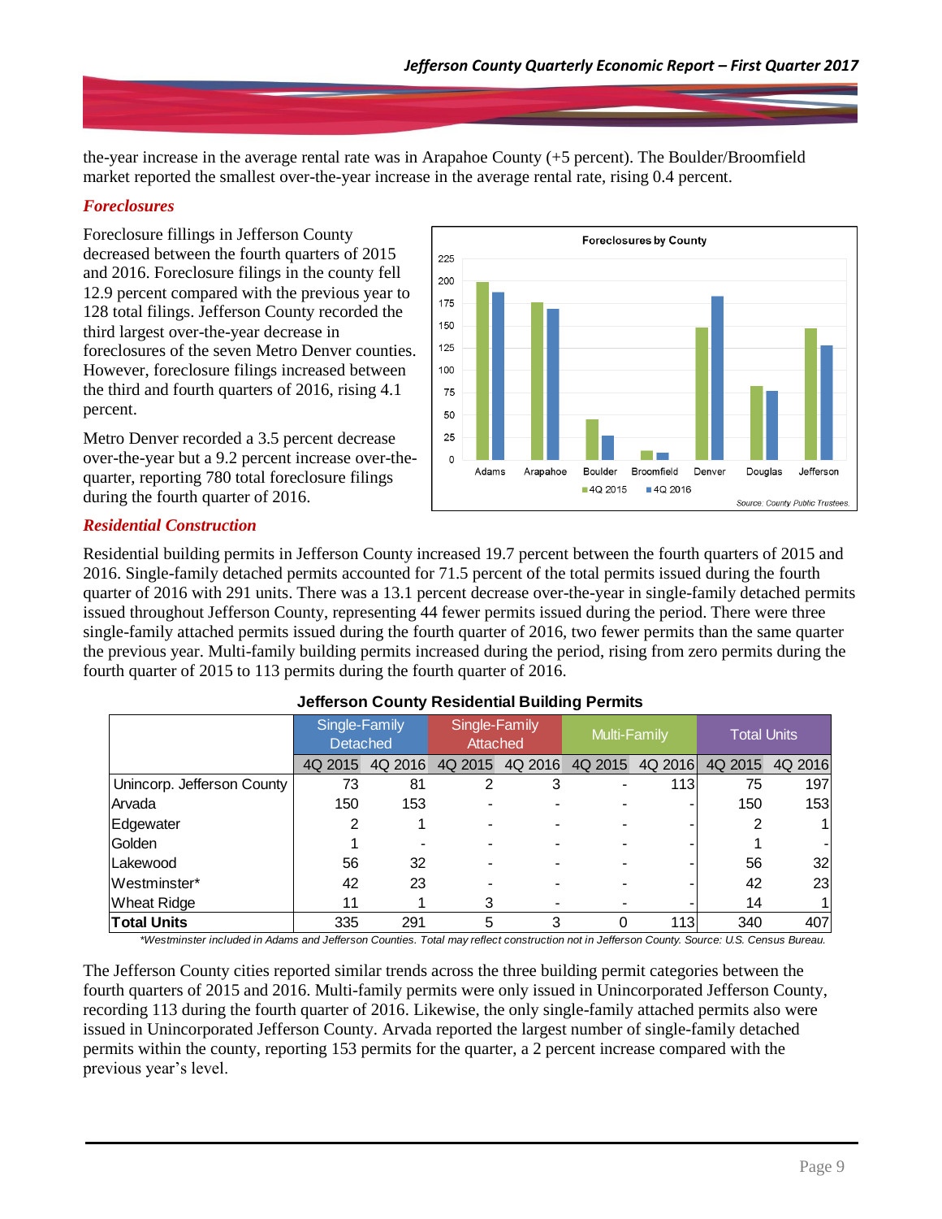the-year increase in the average rental rate was in Arapahoe County (+5 percent). The Boulder/Broomfield market reported the smallest over-the-year increase in the average rental rate, rising 0.4 percent.

### *Foreclosures*

Foreclosure fillings in Jefferson County decreased between the fourth quarters of 2015 and 2016. Foreclosure filings in the county fell 12.9 percent compared with the previous year to 128 total filings. Jefferson County recorded the third largest over-the-year decrease in foreclosures of the seven Metro Denver counties. However, foreclosure filings increased between the third and fourth quarters of 2016, rising 4.1 percent.

Metro Denver recorded a 3.5 percent decrease over-the-year but a 9.2 percent increase over-the-quarter, reporting 780 total foreclosure filings during the fourth quarter of 2016.

### *Residential Construction*

Residential building permits in Jefferson County increased 19.7 percent between the fourth quarters of 2015 and 2016. Single-family detached permits accounted for 71.5 percent of the total permits issued during the fourth quarter of 2016 with 291 units. There was a 13.1 percent decrease over-the-year in single-family detached permits issued throughout Jefferson County, representing 44 fewer permits issued during the period. There were three single-family attached permits issued during the fourth quarter of 2016, two fewer permits than the same quarter the previous year. Multi-family building permits increased during the period, rising from zero permits during the fourth quarter of 2015 to 113 permits during the fourth quarter of 2016.

**Jefferson County Residential Building Permits**

| | Single-Family Detached | | Single-Family Attached | | Multi-Family | | Total Units | |
|---|---|---|---|---|---|---|---|---|
| | 4Q 2015 | 4Q 2016 | 4Q 2015 | 4Q 2016 | 4Q 2015 | 4Q 2016 | 4Q 2015 | 4Q 2016 |
| Unincorp. Jefferson County | 73 | 81 | 2 | 3 | - | 113 | 75 | 197 |
| Arvada | 150 | 153 | - | - | - | - | 150 | 153 |
| Edgewater | 2 | 1 | - | - | - | - | 2 | 1 |
| Golden | 1 | - | - | - | - | - | 1 | - |
| Lakewood | 56 | 32 | - | - | - | - | 56 | 32 |
| Westminster* | 42 | 23 | - | - | - | - | 42 | 23 |
| Wheat Ridge | 11 | 1 | 3 | - | - | - | 14 | 1 |
| **Total Units** | 335 | 291 | 5 | 3 | 0 | 113 | 340 | 407 |

*\*Westminster included in Adams and Jefferson Counties. Total may reflect construction not in Jefferson County. Source: U.S. Census Bureau.*

The Jefferson County cities reported similar trends across the three building permit categories between the fourth quarters of 2015 and 2016. Multi-family permits were only issued in Unincorporated Jefferson County, recording 113 during the fourth quarter of 2016. Likewise, the only single-family attached permits also were issued in Unincorporated Jefferson County. Arvada reported the largest number of single-family detached permits within the county, reporting 153 permits for the quarter, a 2 percent increase compared with the previous year's level.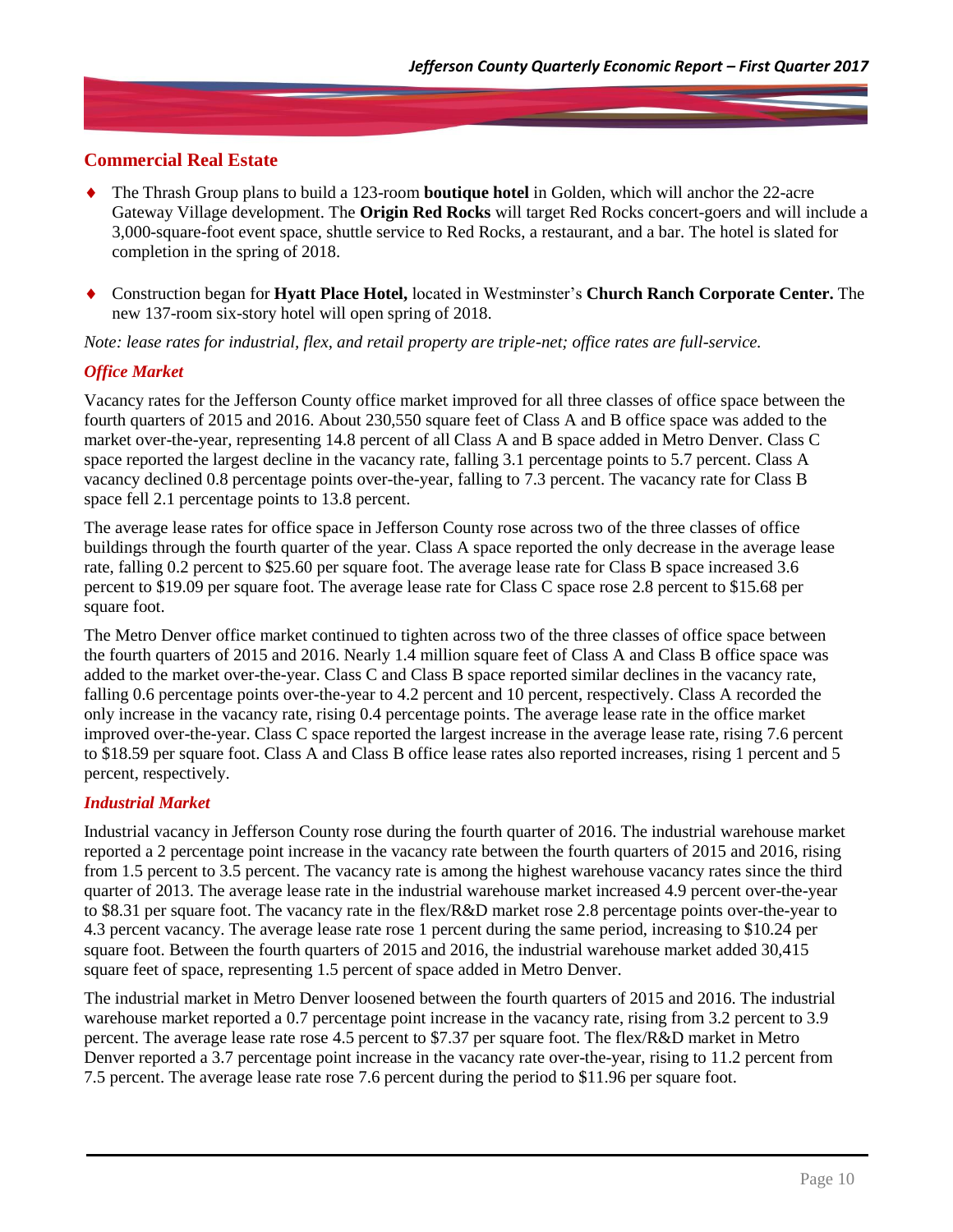## Commercial Real Estate

- The Thrash Group plans to build a 123-room **boutique hotel** in Golden, which will anchor the 22-acre Gateway Village development. The **Origin Red Rocks** will target Red Rocks concert-goers and will include a 3,000-square-foot event space, shuttle service to Red Rocks, a restaurant, and a bar. The hotel is slated for completion in the spring of 2018.

- Construction began for **Hyatt Place Hotel,** located in Westminster's **Church Ranch Corporate Center.** The new 137-room six-story hotel will open spring of 2018.

*Note: lease rates for industrial, flex, and retail property are triple-net; office rates are full-service.*

### *Office Market*

Vacancy rates for the Jefferson County office market improved for all three classes of office space between the fourth quarters of 2015 and 2016. About 230,550 square feet of Class A and B office space was added to the market over-the-year, representing 14.8 percent of all Class A and B space added in Metro Denver. Class C space reported the largest decline in the vacancy rate, falling 3.1 percentage points to 5.7 percent. Class A vacancy declined 0.8 percentage points over-the-year, falling to 7.3 percent. The vacancy rate for Class B space fell 2.1 percentage points to 13.8 percent.

The average lease rates for office space in Jefferson County rose across two of the three classes of office buildings through the fourth quarter of the year. Class A space reported the only decrease in the average lease rate, falling 0.2 percent to $25.60 per square foot. The average lease rate for Class B space increased 3.6 percent to $19.09 per square foot. The average lease rate for Class C space rose 2.8 percent to $15.68 per square foot.

The Metro Denver office market continued to tighten across two of the three classes of office space between the fourth quarters of 2015 and 2016. Nearly 1.4 million square feet of Class A and Class B office space was added to the market over-the-year. Class C and Class B space reported similar declines in the vacancy rate, falling 0.6 percentage points over-the-year to 4.2 percent and 10 percent, respectively. Class A recorded the only increase in the vacancy rate, rising 0.4 percentage points. The average lease rate in the office market improved over-the-year. Class C space reported the largest increase in the average lease rate, rising 7.6 percent to $18.59 per square foot. Class A and Class B office lease rates also reported increases, rising 1 percent and 5 percent, respectively.

### *Industrial Market*

Industrial vacancy in Jefferson County rose during the fourth quarter of 2016. The industrial warehouse market reported a 2 percentage point increase in the vacancy rate between the fourth quarters of 2015 and 2016, rising from 1.5 percent to 3.5 percent. The vacancy rate is among the highest warehouse vacancy rates since the third quarter of 2013. The average lease rate in the industrial warehouse market increased 4.9 percent over-the-year to $8.31 per square foot. The vacancy rate in the flex/R&D market rose 2.8 percentage points over-the-year to 4.3 percent vacancy. The average lease rate rose 1 percent during the same period, increasing to $10.24 per square foot. Between the fourth quarters of 2015 and 2016, the industrial warehouse market added 30,415 square feet of space, representing 1.5 percent of space added in Metro Denver.

The industrial market in Metro Denver loosened between the fourth quarters of 2015 and 2016. The industrial warehouse market reported a 0.7 percentage point increase in the vacancy rate, rising from 3.2 percent to 3.9 percent. The average lease rate rose 4.5 percent to $7.37 per square foot. The flex/R&D market in Metro Denver reported a 3.7 percentage point increase in the vacancy rate over-the-year, rising to 11.2 percent from 7.5 percent. The average lease rate rose 7.6 percent during the period to $11.96 per square foot.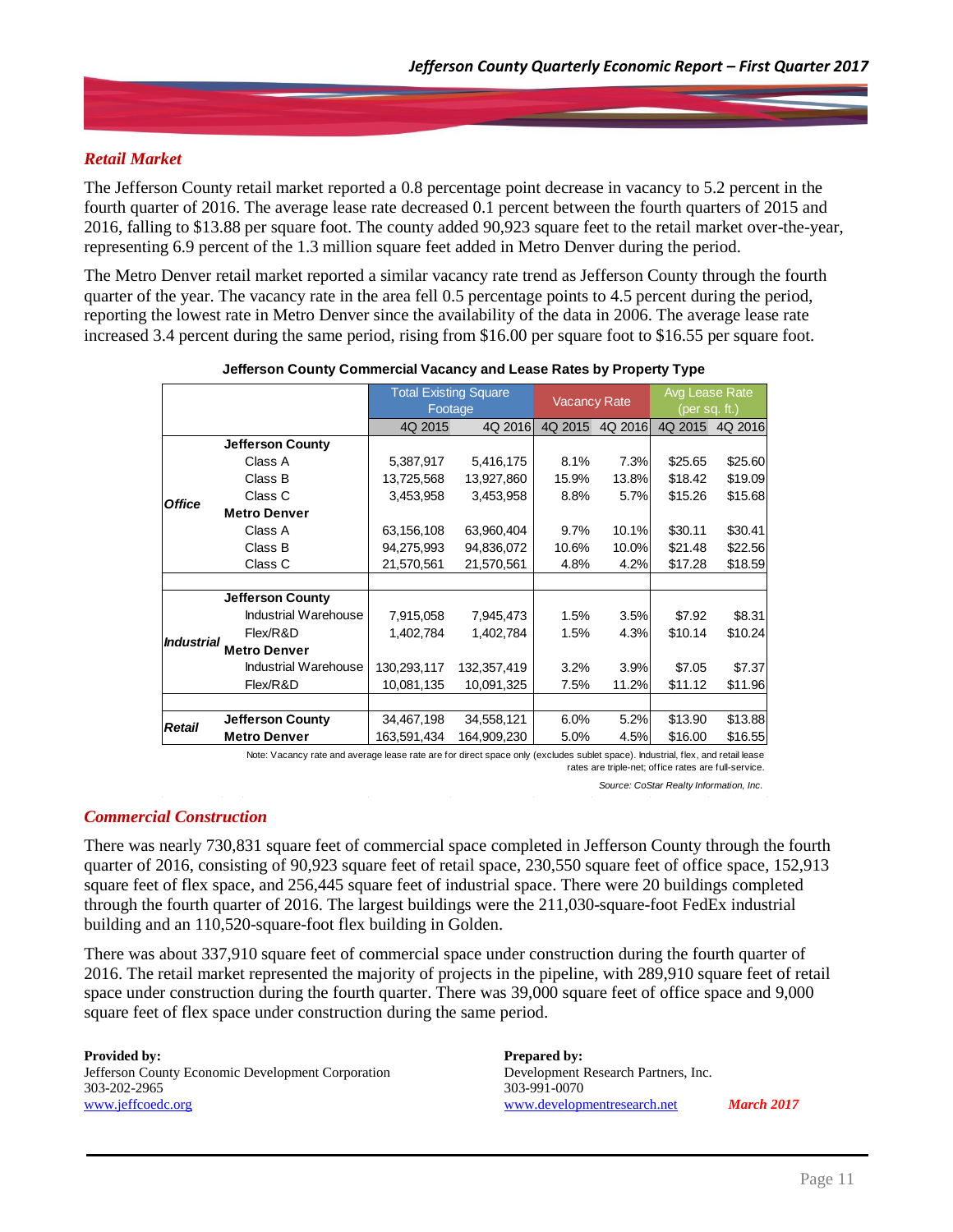### *Retail Market*

The Jefferson County retail market reported a 0.8 percentage point decrease in vacancy to 5.2 percent in the fourth quarter of 2016. The average lease rate decreased 0.1 percent between the fourth quarters of 2015 and 2016, falling to $13.88 per square foot. The county added 90,923 square feet to the retail market over-the-year, representing 6.9 percent of the 1.3 million square feet added in Metro Denver during the period.

The Metro Denver retail market reported a similar vacancy rate trend as Jefferson County through the fourth quarter of the year. The vacancy rate in the area fell 0.5 percentage points to 4.5 percent during the period, reporting the lowest rate in Metro Denver since the availability of the data in 2006. The average lease rate increased 3.4 percent during the same period, rising from $16.00 per square foot to $16.55 per square foot.

**Jefferson County Commercial Vacancy and Lease Rates by Property Type**

| | | Total Existing Square Footage | | Vacancy Rate | | Avg Lease Rate (per sq. ft.) | |
|---|---|---|---|---|---|---|---|
| | | 4Q 2015 | 4Q 2016 | 4Q 2015 | 4Q 2016 | 4Q 2015 | 4Q 2016 |
| ***Office*** | **Jefferson County** | | | | | | |
| | Class A | 5,387,917 | 5,416,175 | 8.1% | 7.3% | $25.65 | $25.60 |
| | Class B | 13,725,568 | 13,927,860 | 15.9% | 13.8% | $18.42 | $19.09 |
| | Class C | 3,453,958 | 3,453,958 | 8.8% | 5.7% | $15.26 | $15.68 |
| | **Metro Denver** | | | | | | |
| | Class A | 63,156,108 | 63,960,404 | 9.7% | 10.1% | $30.11 | $30.41 |
| | Class B | 94,275,993 | 94,836,072 | 10.6% | 10.0% | $21.48 | $22.56 |
| | Class C | 21,570,561 | 21,570,561 | 4.8% | 4.2% | $17.28 | $18.59 |
| ***Industrial*** | **Jefferson County** | | | | | | |
| | Industrial Warehouse | 7,915,058 | 7,945,473 | 1.5% | 3.5% | $7.92 | $8.31 |
| | Flex/R&D | 1,402,784 | 1,402,784 | 1.5% | 4.3% | $10.14 | $10.24 |
| | **Metro Denver** | | | | | | |
| | Industrial Warehouse | 130,293,117 | 132,357,419 | 3.2% | 3.9% | $7.05 | $7.37 |
| | Flex/R&D | 10,081,135 | 10,091,325 | 7.5% | 11.2% | $11.12 | $11.96 |
| ***Retail*** | **Jefferson County** | 34,467,198 | 34,558,121 | 6.0% | 5.2% | $13.90 | $13.88 |
| | **Metro Denver** | 163,591,434 | 164,909,230 | 5.0% | 4.5% | $16.00 | $16.55 |

Note: Vacancy rate and average lease rate are for direct space only (excludes sublet space). Industrial, flex, and retail lease rates are triple-net; office rates are full-service.

*Source: CoStar Realty Information, Inc.*

### *Commercial Construction*

There was nearly 730,831 square feet of commercial space completed in Jefferson County through the fourth quarter of 2016, consisting of 90,923 square feet of retail space, 230,550 square feet of office space, 152,913 square feet of flex space, and 256,445 square feet of industrial space. There were 20 buildings completed through the fourth quarter of 2016. The largest buildings were the 211,030-square-foot FedEx industrial building and an 110,520-square-foot flex building in Golden.

There was about 337,910 square feet of commercial space under construction during the fourth quarter of 2016. The retail market represented the majority of projects in the pipeline, with 289,910 square feet of retail space under construction during the fourth quarter. There was 39,000 square feet of office space and 9,000 square feet of flex space under construction during the same period.

**Provided by:**
Jefferson County Economic Development Corporation
303-202-2965
www.jeffcoedc.org

**Prepared by:**
Development Research Partners, Inc.
303-991-0070
www.developmentresearch.net

***March 2017***